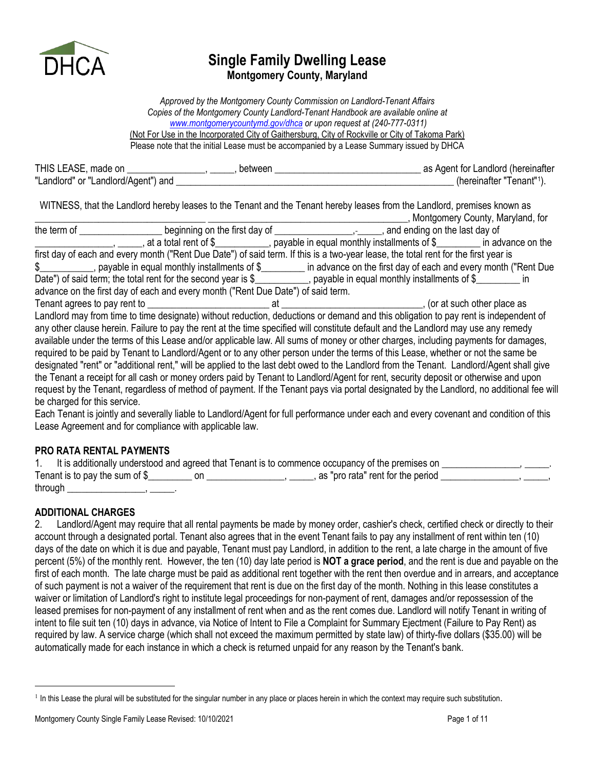DHCA

# Single Family Dwelling Lease

## Montgomery County, Maryland

*Approved by the Montgomery County Commission on Landlord-Tenant Affairs*
*Copies of the Montgomery County Landlord-Tenant Handbook are available online at [www.montgomerycountymd.gov/dhca](http://www.montgomerycountymd.gov/dhca) or upon request at (240-777-0311)*
(Not For Use in the Incorporated City of Gaithersburg, City of Rockville or City of Takoma Park)
Please note that the initial Lease must be accompanied by a Lease Summary issued by DHCA

THIS LEASE, made on _______________, _____, between ____________________________ as Agent for Landlord (hereinafter "Landlord" or "Landlord/Agent") and _________________________________________________________ (hereinafter "Tenant"[1]).

WITNESS, that the Landlord hereby leases to the Tenant and the Tenant hereby leases from the Landlord, premises known as _________________________________ ______________________________________, Montgomery County, Maryland, for the term of ________________ beginning on the first day of _______________,-_____, and ending on the last day of _______________, _____, at a total rent of $__________, payable in equal monthly installments of $________ in advance on the first day of each and every month ("Rent Due Date") of said term. If this is a two-year lease, the total rent for the first year is $__________, payable in equal monthly installments of $________ in advance on the first day of each and every month ("Rent Due Date") of said term; the total rent for the second year is $__________, payable in equal monthly installments of $________ in advance on the first day of each and every month ("Rent Due Date") of said term.

Tenant agrees to pay rent to ________________________ at ____________________________, (or at such other place as Landlord may from time to time designate) without reduction, deductions or demand and this obligation to pay rent is independent of any other clause herein. Failure to pay the rent at the time specified will constitute default and the Landlord may use any remedy available under the terms of this Lease and/or applicable law. All sums of money or other charges, including payments for damages, required to be paid by Tenant to Landlord/Agent or to any other person under the terms of this Lease, whether or not the same be designated "rent" or "additional rent," will be applied to the last debt owed to the Landlord from the Tenant. Landlord/Agent shall give the Tenant a receipt for all cash or money orders paid by Tenant to Landlord/Agent for rent, security deposit or otherwise and upon request by the Tenant, regardless of method of payment. If the Tenant pays via portal designated by the Landlord, no additional fee will be charged for this service.

Each Tenant is jointly and severally liable to Landlord/Agent for full performance under each and every covenant and condition of this Lease Agreement and for compliance with applicable law.

### PRO RATA RENTAL PAYMENTS

1. It is additionally understood and agreed that Tenant is to commence occupancy of the premises on _______________, _____. Tenant is to pay the sum of $________ on _______________, _____, as "pro rata" rent for the period _______________, _____, through _______________, _____.

### ADDITIONAL CHARGES

2. Landlord/Agent may require that all rental payments be made by money order, cashier's check, certified check or directly to their account through a designated portal. Tenant also agrees that in the event Tenant fails to pay any installment of rent within ten (10) days of the date on which it is due and payable, Tenant must pay Landlord, in addition to the rent, a late charge in the amount of five percent (5%) of the monthly rent. However, the ten (10) day late period is **NOT a grace period**, and the rent is due and payable on the first of each month. The late charge must be paid as additional rent together with the rent then overdue and in arrears, and acceptance of such payment is not a waiver of the requirement that rent is due on the first day of the month. Nothing in this lease constitutes a waiver or limitation of Landlord's right to institute legal proceedings for non-payment of rent, damages and/or repossession of the leased premises for non-payment of any installment of rent when and as the rent comes due. Landlord will notify Tenant in writing of intent to file suit ten (10) days in advance, via Notice of Intent to File a Complaint for Summary Ejectment (Failure to Pay Rent) as required by law. A service charge (which shall not exceed the maximum permitted by state law) of thirty-five dollars ($35.00) will be automatically made for each instance in which a check is returned unpaid for any reason by the Tenant's bank.

[1] In this Lease the plural will be substituted for the singular number in any place or places herein in which the context may require such substitution.

Montgomery County Single Family Lease Revised: 10/10/2021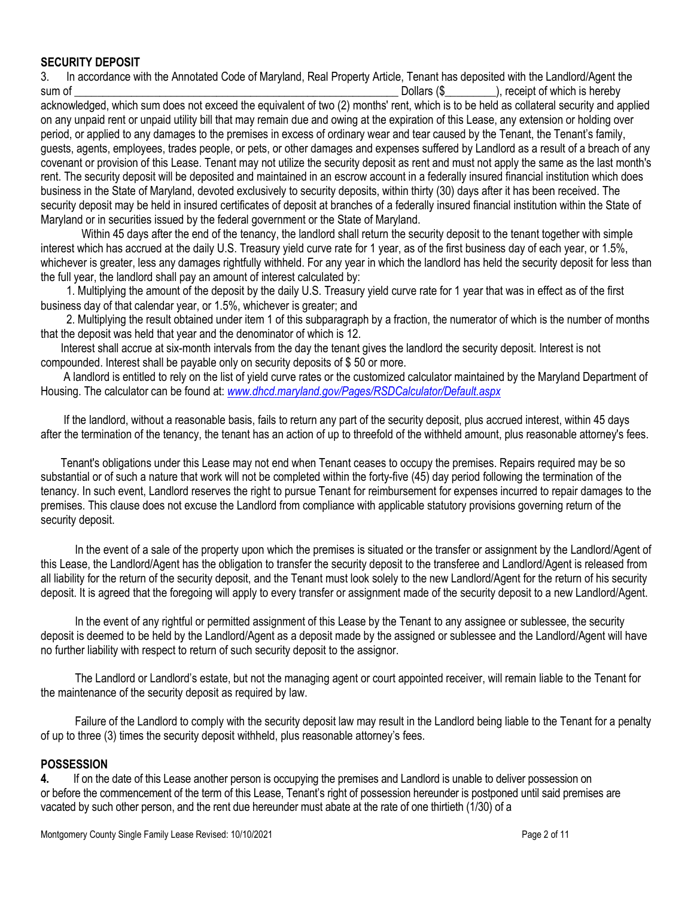## SECURITY DEPOSIT

3. In accordance with the Annotated Code of Maryland, Real Property Article, Tenant has deposited with the Landlord/Agent the sum of ___________________________________________________________ Dollars ($_________), receipt of which is hereby acknowledged, which sum does not exceed the equivalent of two (2) months' rent, which is to be held as collateral security and applied on any unpaid rent or unpaid utility bill that may remain due and owing at the expiration of this Lease, any extension or holding over period, or applied to any damages to the premises in excess of ordinary wear and tear caused by the Tenant, the Tenant's family, guests, agents, employees, trades people, or pets, or other damages and expenses suffered by Landlord as a result of a breach of any covenant or provision of this Lease. Tenant may not utilize the security deposit as rent and must not apply the same as the last month's rent. The security deposit will be deposited and maintained in an escrow account in a federally insured financial institution which does business in the State of Maryland, devoted exclusively to security deposits, within thirty (30) days after it has been received. The security deposit may be held in insured certificates of deposit at branches of a federally insured financial institution within the State of Maryland or in securities issued by the federal government or the State of Maryland.

Within 45 days after the end of the tenancy, the landlord shall return the security deposit to the tenant together with simple interest which has accrued at the daily U.S. Treasury yield curve rate for 1 year, as of the first business day of each year, or 1.5%, whichever is greater, less any damages rightfully withheld. For any year in which the landlord has held the security deposit for less than the full year, the landlord shall pay an amount of interest calculated by:

1. Multiplying the amount of the deposit by the daily U.S. Treasury yield curve rate for 1 year that was in effect as of the first business day of that calendar year, or 1.5%, whichever is greater; and

2. Multiplying the result obtained under item 1 of this subparagraph by a fraction, the numerator of which is the number of months that the deposit was held that year and the denominator of which is 12.

Interest shall accrue at six-month intervals from the day the tenant gives the landlord the security deposit. Interest is not compounded. Interest shall be payable only on security deposits of $ 50 or more.

A landlord is entitled to rely on the list of yield curve rates or the customized calculator maintained by the Maryland Department of Housing. The calculator can be found at: *www.dhcd.maryland.gov/Pages/RSDCalculator/Default.aspx*

If the landlord, without a reasonable basis, fails to return any part of the security deposit, plus accrued interest, within 45 days after the termination of the tenancy, the tenant has an action of up to threefold of the withheld amount, plus reasonable attorney's fees.

Tenant's obligations under this Lease may not end when Tenant ceases to occupy the premises. Repairs required may be so substantial or of such a nature that work will not be completed within the forty-five (45) day period following the termination of the tenancy. In such event, Landlord reserves the right to pursue Tenant for reimbursement for expenses incurred to repair damages to the premises. This clause does not excuse the Landlord from compliance with applicable statutory provisions governing return of the security deposit.

In the event of a sale of the property upon which the premises is situated or the transfer or assignment by the Landlord/Agent of this Lease, the Landlord/Agent has the obligation to transfer the security deposit to the transferee and Landlord/Agent is released from all liability for the return of the security deposit, and the Tenant must look solely to the new Landlord/Agent for the return of his security deposit. It is agreed that the foregoing will apply to every transfer or assignment made of the security deposit to a new Landlord/Agent.

In the event of any rightful or permitted assignment of this Lease by the Tenant to any assignee or sublessee, the security deposit is deemed to be held by the Landlord/Agent as a deposit made by the assigned or sublessee and the Landlord/Agent will have no further liability with respect to return of such security deposit to the assignor.

The Landlord or Landlord's estate, but not the managing agent or court appointed receiver, will remain liable to the Tenant for the maintenance of the security deposit as required by law.

Failure of the Landlord to comply with the security deposit law may result in the Landlord being liable to the Tenant for a penalty of up to three (3) times the security deposit withheld, plus reasonable attorney's fees.

## POSSESSION

**4.** If on the date of this Lease another person is occupying the premises and Landlord is unable to deliver possession on or before the commencement of the term of this Lease, Tenant's right of possession hereunder is postponed until said premises are vacated by such other person, and the rent due hereunder must abate at the rate of one thirtieth (1/30) of a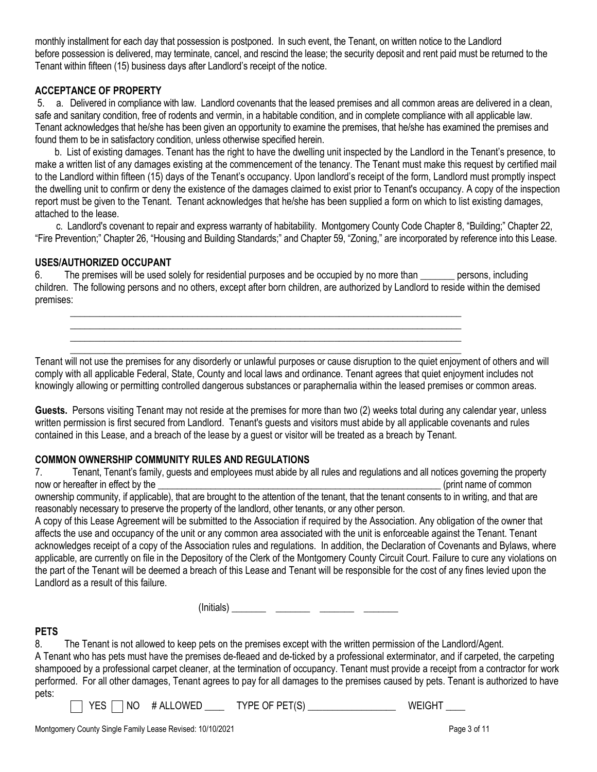monthly installment for each day that possession is postponed. In such event, the Tenant, on written notice to the Landlord before possession is delivered, may terminate, cancel, and rescind the lease; the security deposit and rent paid must be returned to the Tenant within fifteen (15) business days after Landlord's receipt of the notice.

**ACCEPTANCE OF PROPERTY**

5. a. Delivered in compliance with law. Landlord covenants that the leased premises and all common areas are delivered in a clean, safe and sanitary condition, free of rodents and vermin, in a habitable condition, and in complete compliance with all applicable law. Tenant acknowledges that he/she has been given an opportunity to examine the premises, that he/she has examined the premises and found them to be in satisfactory condition, unless otherwise specified herein.

b. List of existing damages. Tenant has the right to have the dwelling unit inspected by the Landlord in the Tenant's presence, to make a written list of any damages existing at the commencement of the tenancy. The Tenant must make this request by certified mail to the Landlord within fifteen (15) days of the Tenant's occupancy. Upon landlord's receipt of the form, Landlord must promptly inspect the dwelling unit to confirm or deny the existence of the damages claimed to exist prior to Tenant's occupancy. A copy of the inspection report must be given to the Tenant. Tenant acknowledges that he/she has been supplied a form on which to list existing damages, attached to the lease.

c. Landlord's covenant to repair and express warranty of habitability. Montgomery County Code Chapter 8, "Building;" Chapter 22, "Fire Prevention;" Chapter 26, "Housing and Building Standards;" and Chapter 59, "Zoning," are incorporated by reference into this Lease.

**USES/AUTHORIZED OCCUPANT**

6. The premises will be used solely for residential purposes and be occupied by no more than _______ persons, including children. The following persons and no others, except after born children, are authorized by Landlord to reside within the demised premises:

________________________________________________________________________________
________________________________________________________________________________
________________________________________________________________________________
________________________________________________________________________________

Tenant will not use the premises for any disorderly or unlawful purposes or cause disruption to the quiet enjoyment of others and will comply with all applicable Federal, State, County and local laws and ordinance. Tenant agrees that quiet enjoyment includes not knowingly allowing or permitting controlled dangerous substances or paraphernalia within the leased premises or common areas.

**Guests.** Persons visiting Tenant may not reside at the premises for more than two (2) weeks total during any calendar year, unless written permission is first secured from Landlord. Tenant's guests and visitors must abide by all applicable covenants and rules contained in this Lease, and a breach of the lease by a guest or visitor will be treated as a breach by Tenant.

**COMMON OWNERSHIP COMMUNITY RULES AND REGULATIONS**

7. Tenant, Tenant's family, guests and employees must abide by all rules and regulations and all notices governing the property now or hereafter in effect by the ____________________________________________________________ (print name of common ownership community, if applicable), that are brought to the attention of the tenant, that the tenant consents to in writing, and that are reasonably necessary to preserve the property of the landlord, other tenants, or any other person.

A copy of this Lease Agreement will be submitted to the Association if required by the Association. Any obligation of the owner that affects the use and occupancy of the unit or any common area associated with the unit is enforceable against the Tenant. Tenant acknowledges receipt of a copy of the Association rules and regulations. In addition, the Declaration of Covenants and Bylaws, where applicable, are currently on file in the Depository of the Clerk of the Montgomery County Circuit Court. Failure to cure any violations on the part of the Tenant will be deemed a breach of this Lease and Tenant will be responsible for the cost of any fines levied upon the Landlord as a result of this failure.

(Initials) _______ _______ _______ _______

**PETS**

8. The Tenant is not allowed to keep pets on the premises except with the written permission of the Landlord/Agent.

A Tenant who has pets must have the premises de-fleaed and de-ticked by a professional exterminator, and if carpeted, the carpeting shampooed by a professional carpet cleaner, at the termination of occupancy. Tenant must provide a receipt from a contractor for work performed. For all other damages, Tenant agrees to pay for all damages to the premises caused by pets. Tenant is authorized to have pets:

☐ YES ☐ NO # ALLOWED ____ TYPE OF PET(S) _________________ WEIGHT ____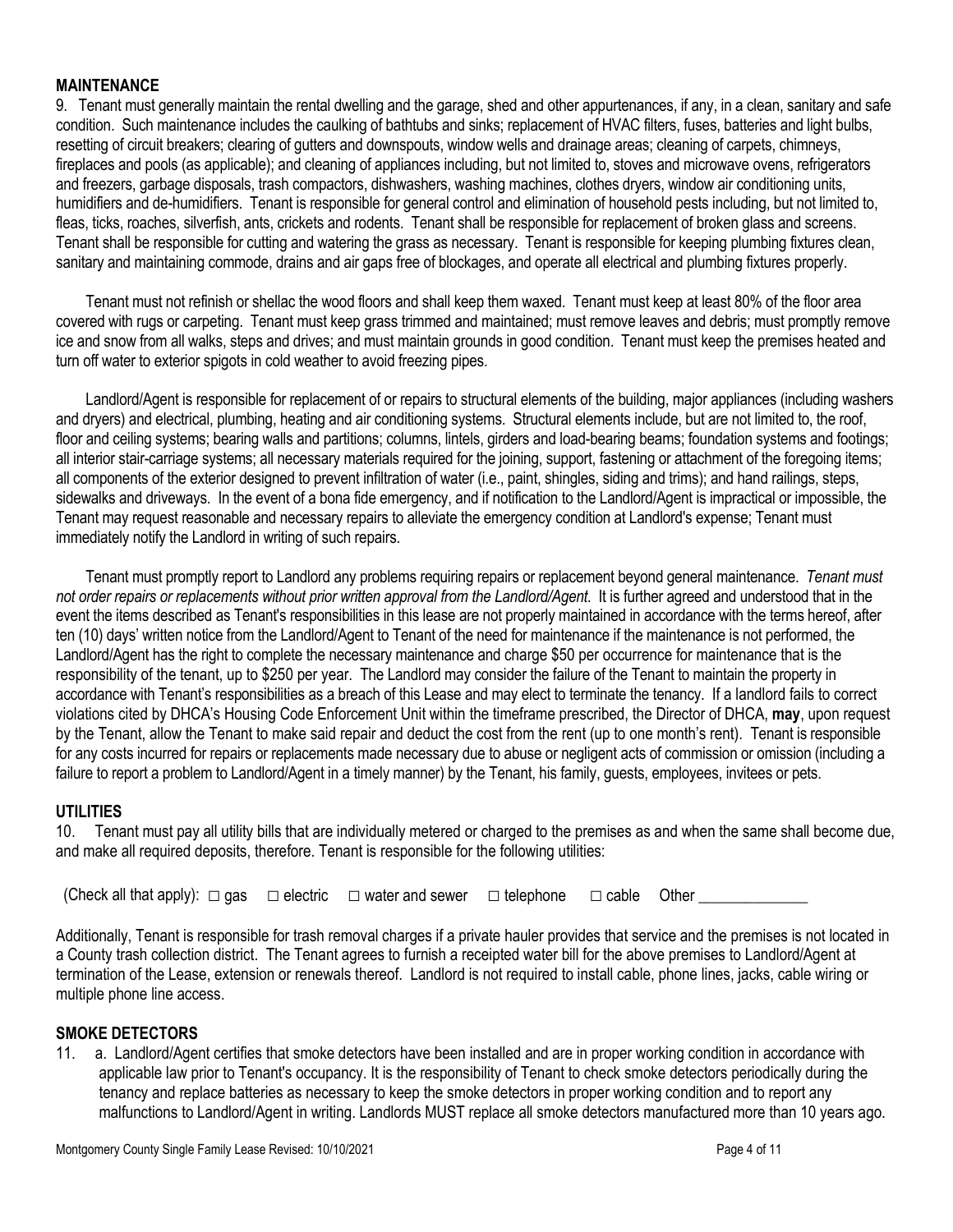## MAINTENANCE

9. Tenant must generally maintain the rental dwelling and the garage, shed and other appurtenances, if any, in a clean, sanitary and safe condition. Such maintenance includes the caulking of bathtubs and sinks; replacement of HVAC filters, fuses, batteries and light bulbs, resetting of circuit breakers; clearing of gutters and downspouts, window wells and drainage areas; cleaning of carpets, chimneys, fireplaces and pools (as applicable); and cleaning of appliances including, but not limited to, stoves and microwave ovens, refrigerators and freezers, garbage disposals, trash compactors, dishwashers, washing machines, clothes dryers, window air conditioning units, humidifiers and de-humidifiers. Tenant is responsible for general control and elimination of household pests including, but not limited to, fleas, ticks, roaches, silverfish, ants, crickets and rodents. Tenant shall be responsible for replacement of broken glass and screens. Tenant shall be responsible for cutting and watering the grass as necessary. Tenant is responsible for keeping plumbing fixtures clean, sanitary and maintaining commode, drains and air gaps free of blockages, and operate all electrical and plumbing fixtures properly.

Tenant must not refinish or shellac the wood floors and shall keep them waxed. Tenant must keep at least 80% of the floor area covered with rugs or carpeting. Tenant must keep grass trimmed and maintained; must remove leaves and debris; must promptly remove ice and snow from all walks, steps and drives; and must maintain grounds in good condition. Tenant must keep the premises heated and turn off water to exterior spigots in cold weather to avoid freezing pipes.

Landlord/Agent is responsible for replacement of or repairs to structural elements of the building, major appliances (including washers and dryers) and electrical, plumbing, heating and air conditioning systems. Structural elements include, but are not limited to, the roof, floor and ceiling systems; bearing walls and partitions; columns, lintels, girders and load-bearing beams; foundation systems and footings; all interior stair-carriage systems; all necessary materials required for the joining, support, fastening or attachment of the foregoing items; all components of the exterior designed to prevent infiltration of water (i.e., paint, shingles, siding and trims); and hand railings, steps, sidewalks and driveways. In the event of a bona fide emergency, and if notification to the Landlord/Agent is impractical or impossible, the Tenant may request reasonable and necessary repairs to alleviate the emergency condition at Landlord's expense; Tenant must immediately notify the Landlord in writing of such repairs.

Tenant must promptly report to Landlord any problems requiring repairs or replacement beyond general maintenance. *Tenant must not order repairs or replacements without prior written approval from the Landlord/Agent.* It is further agreed and understood that in the event the items described as Tenant's responsibilities in this lease are not properly maintained in accordance with the terms hereof, after ten (10) days' written notice from the Landlord/Agent to Tenant of the need for maintenance if the maintenance is not performed, the Landlord/Agent has the right to complete the necessary maintenance and charge $50 per occurrence for maintenance that is the responsibility of the tenant, up to $250 per year. The Landlord may consider the failure of the Tenant to maintain the property in accordance with Tenant's responsibilities as a breach of this Lease and may elect to terminate the tenancy. If a landlord fails to correct violations cited by DHCA's Housing Code Enforcement Unit within the timeframe prescribed, the Director of DHCA, **may**, upon request by the Tenant, allow the Tenant to make said repair and deduct the cost from the rent (up to one month's rent). Tenant is responsible for any costs incurred for repairs or replacements made necessary due to abuse or negligent acts of commission or omission (including a failure to report a problem to Landlord/Agent in a timely manner) by the Tenant, his family, guests, employees, invitees or pets.

## UTILITIES

10. Tenant must pay all utility bills that are individually metered or charged to the premises as and when the same shall become due, and make all required deposits, therefore. Tenant is responsible for the following utilities:

(Check all that apply): ☐ gas ☐ electric ☐ water and sewer ☐ telephone ☐ cable Other ______________

Additionally, Tenant is responsible for trash removal charges if a private hauler provides that service and the premises is not located in a County trash collection district. The Tenant agrees to furnish a receipted water bill for the above premises to Landlord/Agent at termination of the Lease, extension or renewals thereof. Landlord is not required to install cable, phone lines, jacks, cable wiring or multiple phone line access.

## SMOKE DETECTORS

11. a. Landlord/Agent certifies that smoke detectors have been installed and are in proper working condition in accordance with applicable law prior to Tenant's occupancy. It is the responsibility of Tenant to check smoke detectors periodically during the tenancy and replace batteries as necessary to keep the smoke detectors in proper working condition and to report any malfunctions to Landlord/Agent in writing. Landlords MUST replace all smoke detectors manufactured more than 10 years ago.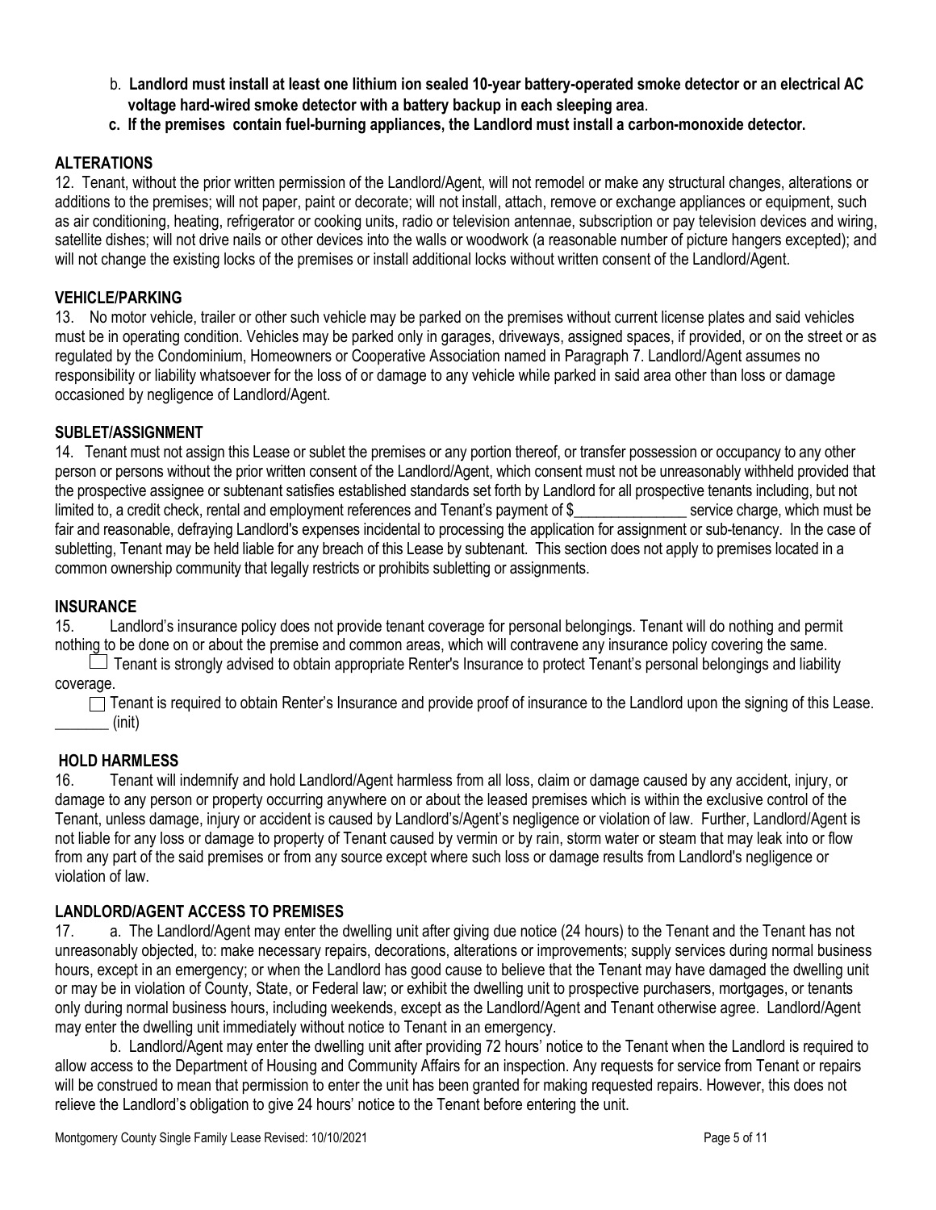b. **Landlord must install at least one lithium ion sealed 10-year battery-operated smoke detector or an electrical AC voltage hard-wired smoke detector with a battery backup in each sleeping area**.

c. **If the premises contain fuel-burning appliances, the Landlord must install a carbon-monoxide detector.**

## ALTERATIONS

12. Tenant, without the prior written permission of the Landlord/Agent, will not remodel or make any structural changes, alterations or additions to the premises; will not paper, paint or decorate; will not install, attach, remove or exchange appliances or equipment, such as air conditioning, heating, refrigerator or cooking units, radio or television antennae, subscription or pay television devices and wiring, satellite dishes; will not drive nails or other devices into the walls or woodwork (a reasonable number of picture hangers excepted); and will not change the existing locks of the premises or install additional locks without written consent of the Landlord/Agent.

## VEHICLE/PARKING

13. No motor vehicle, trailer or other such vehicle may be parked on the premises without current license plates and said vehicles must be in operating condition. Vehicles may be parked only in garages, driveways, assigned spaces, if provided, or on the street or as regulated by the Condominium, Homeowners or Cooperative Association named in Paragraph 7. Landlord/Agent assumes no responsibility or liability whatsoever for the loss of or damage to any vehicle while parked in said area other than loss or damage occasioned by negligence of Landlord/Agent.

## SUBLET/ASSIGNMENT

14. Tenant must not assign this Lease or sublet the premises or any portion thereof, or transfer possession or occupancy to any other person or persons without the prior written consent of the Landlord/Agent, which consent must not be unreasonably withheld provided that the prospective assignee or subtenant satisfies established standards set forth by Landlord for all prospective tenants including, but not limited to, a credit check, rental and employment references and Tenant's payment of $_______________ service charge, which must be fair and reasonable, defraying Landlord's expenses incidental to processing the application for assignment or sub-tenancy. In the case of subletting, Tenant may be held liable for any breach of this Lease by subtenant. This section does not apply to premises located in a common ownership community that legally restricts or prohibits subletting or assignments.

## INSURANCE

15. Landlord's insurance policy does not provide tenant coverage for personal belongings. Tenant will do nothing and permit nothing to be done on or about the premise and common areas, which will contravene any insurance policy covering the same.

☐ Tenant is strongly advised to obtain appropriate Renter's Insurance to protect Tenant's personal belongings and liability coverage.

☐ Tenant is required to obtain Renter's Insurance and provide proof of insurance to the Landlord upon the signing of this Lease. _______ (init)

## HOLD HARMLESS

16. Tenant will indemnify and hold Landlord/Agent harmless from all loss, claim or damage caused by any accident, injury, or damage to any person or property occurring anywhere on or about the leased premises which is within the exclusive control of the Tenant, unless damage, injury or accident is caused by Landlord's/Agent's negligence or violation of law. Further, Landlord/Agent is not liable for any loss or damage to property of Tenant caused by vermin or by rain, storm water or steam that may leak into or flow from any part of the said premises or from any source except where such loss or damage results from Landlord's negligence or violation of law.

## LANDLORD/AGENT ACCESS TO PREMISES

17. a. The Landlord/Agent may enter the dwelling unit after giving due notice (24 hours) to the Tenant and the Tenant has not unreasonably objected, to: make necessary repairs, decorations, alterations or improvements; supply services during normal business hours, except in an emergency; or when the Landlord has good cause to believe that the Tenant may have damaged the dwelling unit or may be in violation of County, State, or Federal law; or exhibit the dwelling unit to prospective purchasers, mortgages, or tenants only during normal business hours, including weekends, except as the Landlord/Agent and Tenant otherwise agree. Landlord/Agent may enter the dwelling unit immediately without notice to Tenant in an emergency.

b. Landlord/Agent may enter the dwelling unit after providing 72 hours' notice to the Tenant when the Landlord is required to allow access to the Department of Housing and Community Affairs for an inspection. Any requests for service from Tenant or repairs will be construed to mean that permission to enter the unit has been granted for making requested repairs. However, this does not relieve the Landlord's obligation to give 24 hours' notice to the Tenant before entering the unit.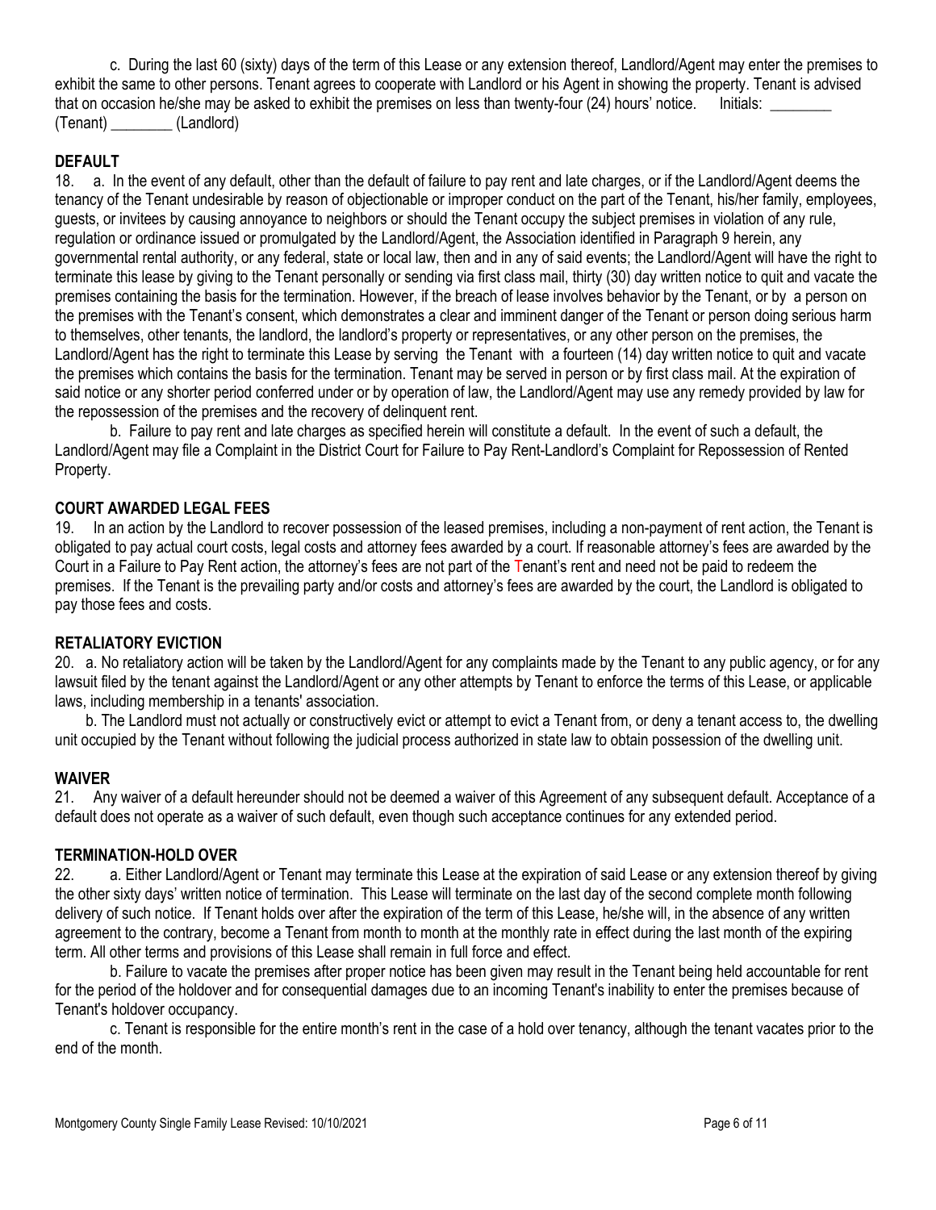c. During the last 60 (sixty) days of the term of this Lease or any extension thereof, Landlord/Agent may enter the premises to exhibit the same to other persons. Tenant agrees to cooperate with Landlord or his Agent in showing the property. Tenant is advised that on occasion he/she may be asked to exhibit the premises on less than twenty-four (24) hours' notice. Initials: ________ (Tenant) ________ (Landlord)

**DEFAULT**

18. a. In the event of any default, other than the default of failure to pay rent and late charges, or if the Landlord/Agent deems the tenancy of the Tenant undesirable by reason of objectionable or improper conduct on the part of the Tenant, his/her family, employees, guests, or invitees by causing annoyance to neighbors or should the Tenant occupy the subject premises in violation of any rule, regulation or ordinance issued or promulgated by the Landlord/Agent, the Association identified in Paragraph 9 herein, any governmental rental authority, or any federal, state or local law, then and in any of said events; the Landlord/Agent will have the right to terminate this lease by giving to the Tenant personally or sending via first class mail, thirty (30) day written notice to quit and vacate the premises containing the basis for the termination. However, if the breach of lease involves behavior by the Tenant, or by a person on the premises with the Tenant's consent, which demonstrates a clear and imminent danger of the Tenant or person doing serious harm to themselves, other tenants, the landlord, the landlord's property or representatives, or any other person on the premises, the Landlord/Agent has the right to terminate this Lease by serving the Tenant with a fourteen (14) day written notice to quit and vacate the premises which contains the basis for the termination. Tenant may be served in person or by first class mail. At the expiration of said notice or any shorter period conferred under or by operation of law, the Landlord/Agent may use any remedy provided by law for the repossession of the premises and the recovery of delinquent rent.

b. Failure to pay rent and late charges as specified herein will constitute a default. In the event of such a default, the Landlord/Agent may file a Complaint in the District Court for Failure to Pay Rent-Landlord's Complaint for Repossession of Rented Property.

**COURT AWARDED LEGAL FEES**

19. In an action by the Landlord to recover possession of the leased premises, including a non-payment of rent action, the Tenant is obligated to pay actual court costs, legal costs and attorney fees awarded by a court. If reasonable attorney's fees are awarded by the Court in a Failure to Pay Rent action, the attorney's fees are not part of the Tenant's rent and need not be paid to redeem the premises. If the Tenant is the prevailing party and/or costs and attorney's fees are awarded by the court, the Landlord is obligated to pay those fees and costs.

**RETALIATORY EVICTION**

20. a. No retaliatory action will be taken by the Landlord/Agent for any complaints made by the Tenant to any public agency, or for any lawsuit filed by the tenant against the Landlord/Agent or any other attempts by Tenant to enforce the terms of this Lease, or applicable laws, including membership in a tenants' association.

b. The Landlord must not actually or constructively evict or attempt to evict a Tenant from, or deny a tenant access to, the dwelling unit occupied by the Tenant without following the judicial process authorized in state law to obtain possession of the dwelling unit.

**WAIVER**

21. Any waiver of a default hereunder should not be deemed a waiver of this Agreement of any subsequent default. Acceptance of a default does not operate as a waiver of such default, even though such acceptance continues for any extended period.

**TERMINATION-HOLD OVER**

22. a. Either Landlord/Agent or Tenant may terminate this Lease at the expiration of said Lease or any extension thereof by giving the other sixty days' written notice of termination. This Lease will terminate on the last day of the second complete month following delivery of such notice. If Tenant holds over after the expiration of the term of this Lease, he/she will, in the absence of any written agreement to the contrary, become a Tenant from month to month at the monthly rate in effect during the last month of the expiring term. All other terms and provisions of this Lease shall remain in full force and effect.

b. Failure to vacate the premises after proper notice has been given may result in the Tenant being held accountable for rent for the period of the holdover and for consequential damages due to an incoming Tenant's inability to enter the premises because of Tenant's holdover occupancy.

c. Tenant is responsible for the entire month's rent in the case of a hold over tenancy, although the tenant vacates prior to the end of the month.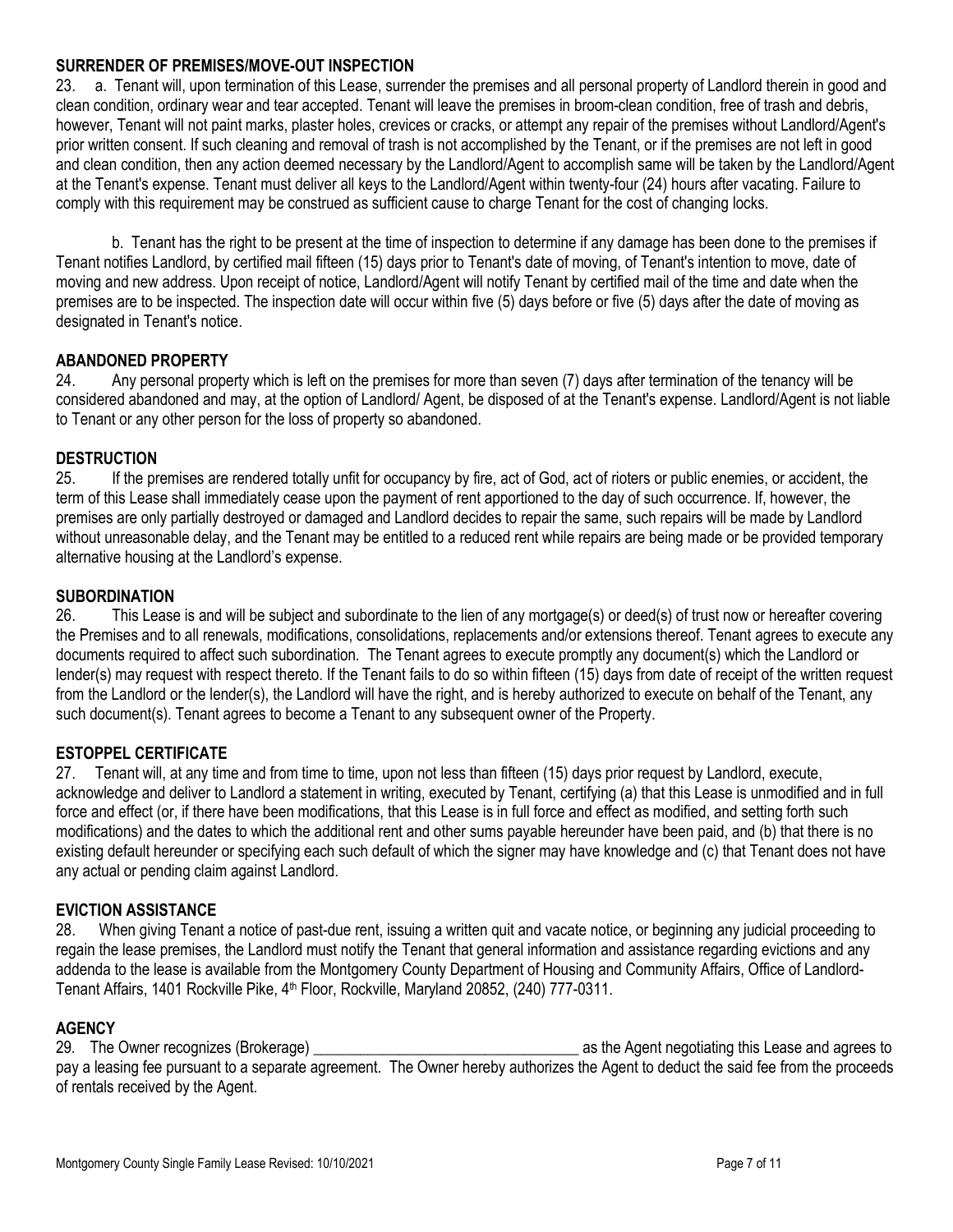**SURRENDER OF PREMISES/MOVE-OUT INSPECTION**

23. a. Tenant will, upon termination of this Lease, surrender the premises and all personal property of Landlord therein in good and clean condition, ordinary wear and tear accepted. Tenant will leave the premises in broom-clean condition, free of trash and debris, however, Tenant will not paint marks, plaster holes, crevices or cracks, or attempt any repair of the premises without Landlord/Agent's prior written consent. If such cleaning and removal of trash is not accomplished by the Tenant, or if the premises are not left in good and clean condition, then any action deemed necessary by the Landlord/Agent to accomplish same will be taken by the Landlord/Agent at the Tenant's expense. Tenant must deliver all keys to the Landlord/Agent within twenty-four (24) hours after vacating. Failure to comply with this requirement may be construed as sufficient cause to charge Tenant for the cost of changing locks.

b. Tenant has the right to be present at the time of inspection to determine if any damage has been done to the premises if Tenant notifies Landlord, by certified mail fifteen (15) days prior to Tenant's date of moving, of Tenant's intention to move, date of moving and new address. Upon receipt of notice, Landlord/Agent will notify Tenant by certified mail of the time and date when the premises are to be inspected. The inspection date will occur within five (5) days before or five (5) days after the date of moving as designated in Tenant's notice.

**ABANDONED PROPERTY**

24. Any personal property which is left on the premises for more than seven (7) days after termination of the tenancy will be considered abandoned and may, at the option of Landlord/ Agent, be disposed of at the Tenant's expense. Landlord/Agent is not liable to Tenant or any other person for the loss of property so abandoned.

**DESTRUCTION**

25. If the premises are rendered totally unfit for occupancy by fire, act of God, act of rioters or public enemies, or accident, the term of this Lease shall immediately cease upon the payment of rent apportioned to the day of such occurrence. If, however, the premises are only partially destroyed or damaged and Landlord decides to repair the same, such repairs will be made by Landlord without unreasonable delay, and the Tenant may be entitled to a reduced rent while repairs are being made or be provided temporary alternative housing at the Landlord's expense.

**SUBORDINATION**

26. This Lease is and will be subject and subordinate to the lien of any mortgage(s) or deed(s) of trust now or hereafter covering the Premises and to all renewals, modifications, consolidations, replacements and/or extensions thereof. Tenant agrees to execute any documents required to affect such subordination. The Tenant agrees to execute promptly any document(s) which the Landlord or lender(s) may request with respect thereto. If the Tenant fails to do so within fifteen (15) days from date of receipt of the written request from the Landlord or the lender(s), the Landlord will have the right, and is hereby authorized to execute on behalf of the Tenant, any such document(s). Tenant agrees to become a Tenant to any subsequent owner of the Property.

**ESTOPPEL CERTIFICATE**

27. Tenant will, at any time and from time to time, upon not less than fifteen (15) days prior request by Landlord, execute, acknowledge and deliver to Landlord a statement in writing, executed by Tenant, certifying (a) that this Lease is unmodified and in full force and effect (or, if there have been modifications, that this Lease is in full force and effect as modified, and setting forth such modifications) and the dates to which the additional rent and other sums payable hereunder have been paid, and (b) that there is no existing default hereunder or specifying each such default of which the signer may have knowledge and (c) that Tenant does not have any actual or pending claim against Landlord.

**EVICTION ASSISTANCE**

28. When giving Tenant a notice of past-due rent, issuing a written quit and vacate notice, or beginning any judicial proceeding to regain the lease premises, the Landlord must notify the Tenant that general information and assistance regarding evictions and any addenda to the lease is available from the Montgomery County Department of Housing and Community Affairs, Office of Landlord-Tenant Affairs, 1401 Rockville Pike, 4th Floor, Rockville, Maryland 20852, (240) 777-0311.

**AGENCY**

29. The Owner recognizes (Brokerage) __________________________________ as the Agent negotiating this Lease and agrees to pay a leasing fee pursuant to a separate agreement. The Owner hereby authorizes the Agent to deduct the said fee from the proceeds of rentals received by the Agent.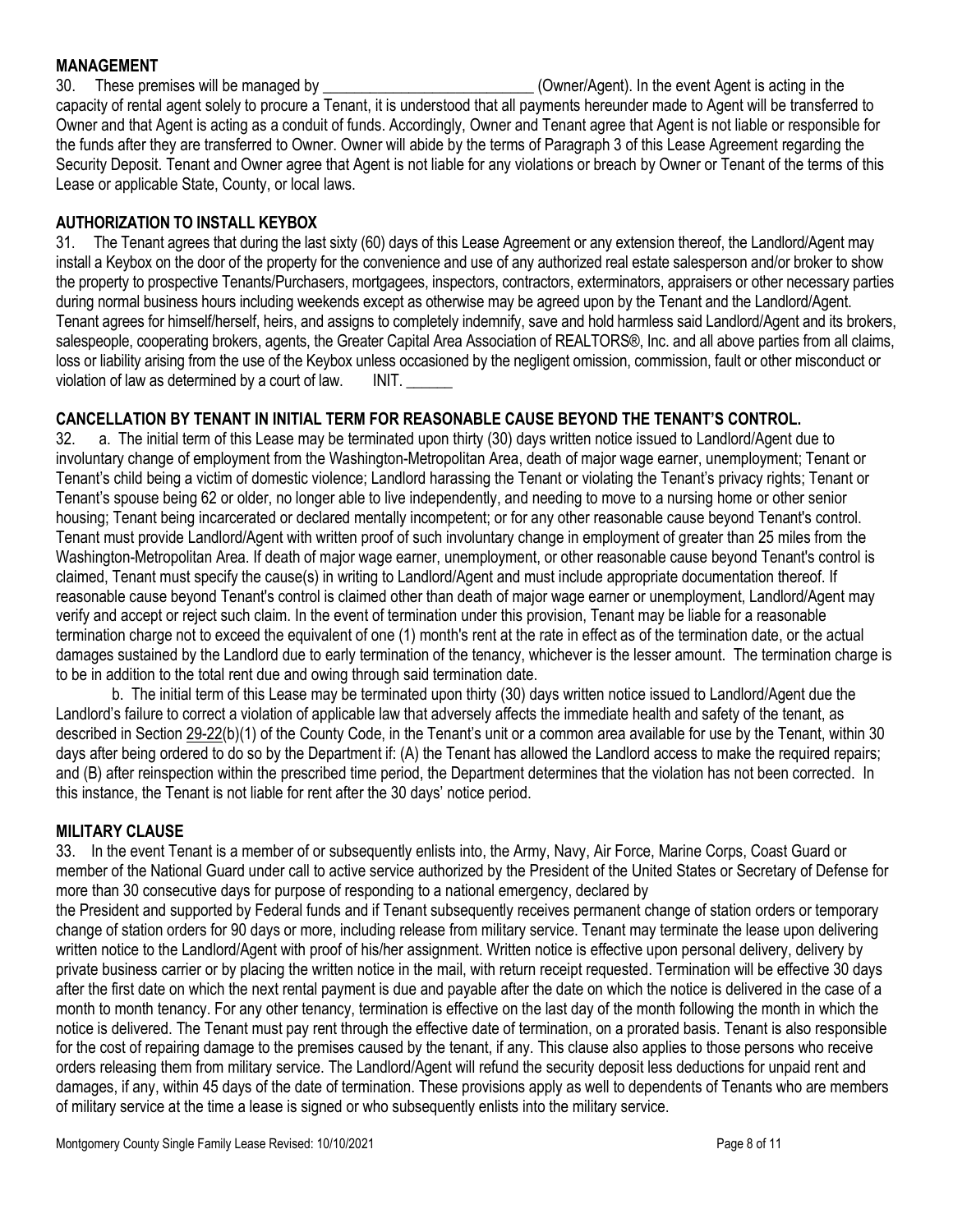## MANAGEMENT

30. These premises will be managed by ___________________________ (Owner/Agent). In the event Agent is acting in the capacity of rental agent solely to procure a Tenant, it is understood that all payments hereunder made to Agent will be transferred to Owner and that Agent is acting as a conduit of funds. Accordingly, Owner and Tenant agree that Agent is not liable or responsible for the funds after they are transferred to Owner. Owner will abide by the terms of Paragraph 3 of this Lease Agreement regarding the Security Deposit. Tenant and Owner agree that Agent is not liable for any violations or breach by Owner or Tenant of the terms of this Lease or applicable State, County, or local laws.

## AUTHORIZATION TO INSTALL KEYBOX

31. The Tenant agrees that during the last sixty (60) days of this Lease Agreement or any extension thereof, the Landlord/Agent may install a Keybox on the door of the property for the convenience and use of any authorized real estate salesperson and/or broker to show the property to prospective Tenants/Purchasers, mortgagees, inspectors, contractors, exterminators, appraisers or other necessary parties during normal business hours including weekends except as otherwise may be agreed upon by the Tenant and the Landlord/Agent. Tenant agrees for himself/herself, heirs, and assigns to completely indemnify, save and hold harmless said Landlord/Agent and its brokers, salespeople, cooperating brokers, agents, the Greater Capital Area Association of REALTORS®, Inc. and all above parties from all claims, loss or liability arising from the use of the Keybox unless occasioned by the negligent omission, commission, fault or other misconduct or violation of law as determined by a court of law. INIT. ______

## CANCELLATION BY TENANT IN INITIAL TERM FOR REASONABLE CAUSE BEYOND THE TENANT'S CONTROL.

32. a. The initial term of this Lease may be terminated upon thirty (30) days written notice issued to Landlord/Agent due to involuntary change of employment from the Washington-Metropolitan Area, death of major wage earner, unemployment; Tenant or Tenant's child being a victim of domestic violence; Landlord harassing the Tenant or violating the Tenant's privacy rights; Tenant or Tenant's spouse being 62 or older, no longer able to live independently, and needing to move to a nursing home or other senior housing; Tenant being incarcerated or declared mentally incompetent; or for any other reasonable cause beyond Tenant's control. Tenant must provide Landlord/Agent with written proof of such involuntary change in employment of greater than 25 miles from the Washington-Metropolitan Area. If death of major wage earner, unemployment, or other reasonable cause beyond Tenant's control is claimed, Tenant must specify the cause(s) in writing to Landlord/Agent and must include appropriate documentation thereof. If reasonable cause beyond Tenant's control is claimed other than death of major wage earner or unemployment, Landlord/Agent may verify and accept or reject such claim. In the event of termination under this provision, Tenant may be liable for a reasonable termination charge not to exceed the equivalent of one (1) month's rent at the rate in effect as of the termination date, or the actual damages sustained by the Landlord due to early termination of the tenancy, whichever is the lesser amount. The termination charge is to be in addition to the total rent due and owing through said termination date.

b. The initial term of this Lease may be terminated upon thirty (30) days written notice issued to Landlord/Agent due the Landlord's failure to correct a violation of applicable law that adversely affects the immediate health and safety of the tenant, as described in Section 29-22(b)(1) of the County Code, in the Tenant's unit or a common area available for use by the Tenant, within 30 days after being ordered to do so by the Department if: (A) the Tenant has allowed the Landlord access to make the required repairs; and (B) after reinspection within the prescribed time period, the Department determines that the violation has not been corrected. In this instance, the Tenant is not liable for rent after the 30 days' notice period.

## MILITARY CLAUSE

33. In the event Tenant is a member of or subsequently enlists into, the Army, Navy, Air Force, Marine Corps, Coast Guard or member of the National Guard under call to active service authorized by the President of the United States or Secretary of Defense for more than 30 consecutive days for purpose of responding to a national emergency, declared by the President and supported by Federal funds and if Tenant subsequently receives permanent change of station orders or temporary change of station orders for 90 days or more, including release from military service. Tenant may terminate the lease upon delivering written notice to the Landlord/Agent with proof of his/her assignment. Written notice is effective upon personal delivery, delivery by private business carrier or by placing the written notice in the mail, with return receipt requested. Termination will be effective 30 days after the first date on which the next rental payment is due and payable after the date on which the notice is delivered in the case of a month to month tenancy. For any other tenancy, termination is effective on the last day of the month following the month in which the notice is delivered. The Tenant must pay rent through the effective date of termination, on a prorated basis. Tenant is also responsible for the cost of repairing damage to the premises caused by the tenant, if any. This clause also applies to those persons who receive orders releasing them from military service. The Landlord/Agent will refund the security deposit less deductions for unpaid rent and damages, if any, within 45 days of the date of termination. These provisions apply as well to dependents of Tenants who are members of military service at the time a lease is signed or who subsequently enlists into the military service.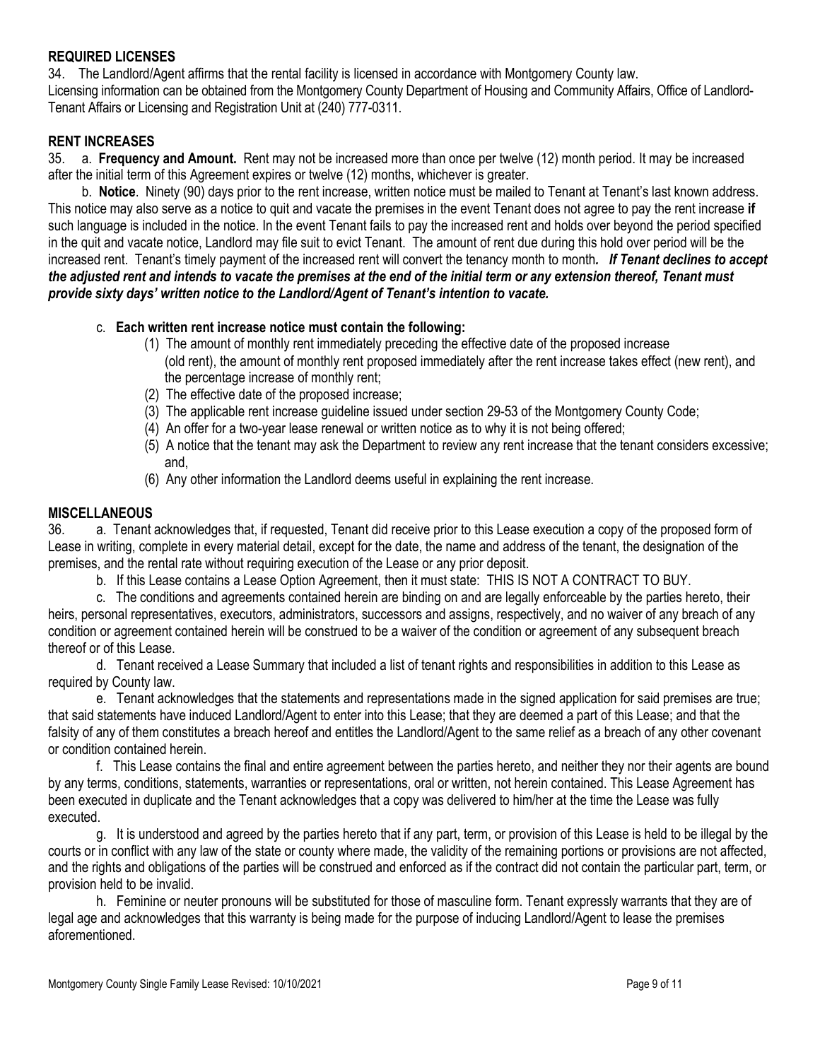**REQUIRED LICENSES**

34. The Landlord/Agent affirms that the rental facility is licensed in accordance with Montgomery County law. Licensing information can be obtained from the Montgomery County Department of Housing and Community Affairs, Office of Landlord-Tenant Affairs or Licensing and Registration Unit at (240) 777-0311.

**RENT INCREASES**

35. a. **Frequency and Amount.** Rent may not be increased more than once per twelve (12) month period. It may be increased after the initial term of this Agreement expires or twelve (12) months, whichever is greater.

b. **Notice**. Ninety (90) days prior to the rent increase, written notice must be mailed to Tenant at Tenant's last known address. This notice may also serve as a notice to quit and vacate the premises in the event Tenant does not agree to pay the rent increase **if** such language is included in the notice. In the event Tenant fails to pay the increased rent and holds over beyond the period specified in the quit and vacate notice, Landlord may file suit to evict Tenant. The amount of rent due during this hold over period will be the increased rent. Tenant's timely payment of the increased rent will convert the tenancy month to month***. If Tenant declines to accept the adjusted rent and intends to vacate the premises at the end of the initial term or any extension thereof, Tenant must provide sixty days' written notice to the Landlord/Agent of Tenant's intention to vacate.***

c. **Each written rent increase notice must contain the following:**

(1) The amount of monthly rent immediately preceding the effective date of the proposed increase (old rent), the amount of monthly rent proposed immediately after the rent increase takes effect (new rent), and the percentage increase of monthly rent;
(2) The effective date of the proposed increase;
(3) The applicable rent increase guideline issued under section 29-53 of the Montgomery County Code;
(4) An offer for a two-year lease renewal or written notice as to why it is not being offered;
(5) A notice that the tenant may ask the Department to review any rent increase that the tenant considers excessive; and,
(6) Any other information the Landlord deems useful in explaining the rent increase.

**MISCELLANEOUS**

36. a. Tenant acknowledges that, if requested, Tenant did receive prior to this Lease execution a copy of the proposed form of Lease in writing, complete in every material detail, except for the date, the name and address of the tenant, the designation of the premises, and the rental rate without requiring execution of the Lease or any prior deposit.

b. If this Lease contains a Lease Option Agreement, then it must state: THIS IS NOT A CONTRACT TO BUY.

c. The conditions and agreements contained herein are binding on and are legally enforceable by the parties hereto, their heirs, personal representatives, executors, administrators, successors and assigns, respectively, and no waiver of any breach of any condition or agreement contained herein will be construed to be a waiver of the condition or agreement of any subsequent breach thereof or of this Lease.

d. Tenant received a Lease Summary that included a list of tenant rights and responsibilities in addition to this Lease as required by County law.

e. Tenant acknowledges that the statements and representations made in the signed application for said premises are true; that said statements have induced Landlord/Agent to enter into this Lease; that they are deemed a part of this Lease; and that the falsity of any of them constitutes a breach hereof and entitles the Landlord/Agent to the same relief as a breach of any other covenant or condition contained herein.

f. This Lease contains the final and entire agreement between the parties hereto, and neither they nor their agents are bound by any terms, conditions, statements, warranties or representations, oral or written, not herein contained. This Lease Agreement has been executed in duplicate and the Tenant acknowledges that a copy was delivered to him/her at the time the Lease was fully executed.

g. It is understood and agreed by the parties hereto that if any part, term, or provision of this Lease is held to be illegal by the courts or in conflict with any law of the state or county where made, the validity of the remaining portions or provisions are not affected, and the rights and obligations of the parties will be construed and enforced as if the contract did not contain the particular part, term, or provision held to be invalid.

h. Feminine or neuter pronouns will be substituted for those of masculine form. Tenant expressly warrants that they are of legal age and acknowledges that this warranty is being made for the purpose of inducing Landlord/Agent to lease the premises aforementioned.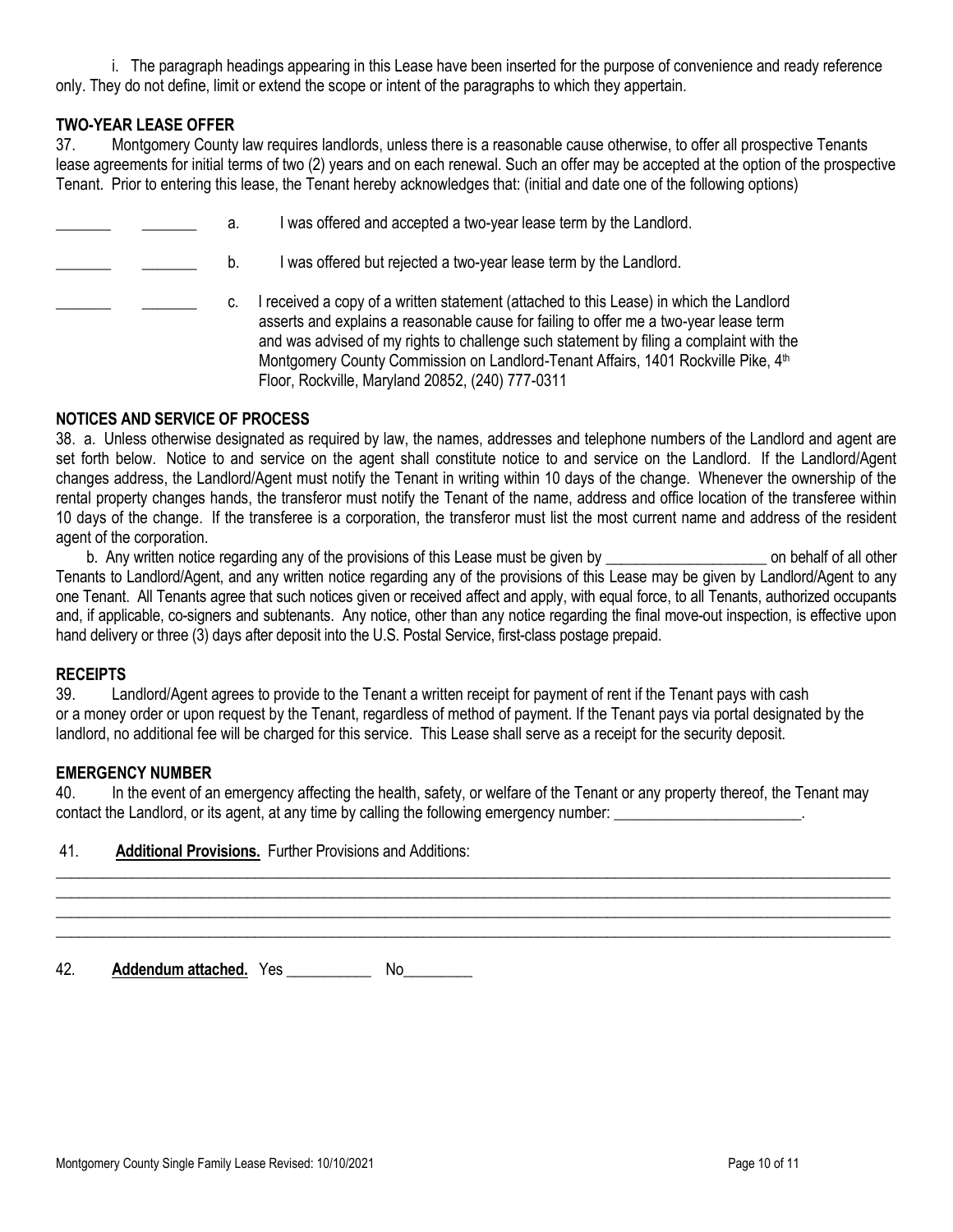i. The paragraph headings appearing in this Lease have been inserted for the purpose of convenience and ready reference only. They do not define, limit or extend the scope or intent of the paragraphs to which they appertain.

**TWO-YEAR LEASE OFFER**

37. Montgomery County law requires landlords, unless there is a reasonable cause otherwise, to offer all prospective Tenants lease agreements for initial terms of two (2) years and on each renewal. Such an offer may be accepted at the option of the prospective Tenant. Prior to entering this lease, the Tenant hereby acknowledges that: (initial and date one of the following options)

_______ _______ a. I was offered and accepted a two-year lease term by the Landlord.

_______ _______ b. I was offered but rejected a two-year lease term by the Landlord.

_______ _______ c. I received a copy of a written statement (attached to this Lease) in which the Landlord asserts and explains a reasonable cause for failing to offer me a two-year lease term and was advised of my rights to challenge such statement by filing a complaint with the Montgomery County Commission on Landlord-Tenant Affairs, 1401 Rockville Pike, 4th Floor, Rockville, Maryland 20852, (240) 777-0311

**NOTICES AND SERVICE OF PROCESS**

38. a. Unless otherwise designated as required by law, the names, addresses and telephone numbers of the Landlord and agent are set forth below. Notice to and service on the agent shall constitute notice to and service on the Landlord. If the Landlord/Agent changes address, the Landlord/Agent must notify the Tenant in writing within 10 days of the change. Whenever the ownership of the rental property changes hands, the transferor must notify the Tenant of the name, address and office location of the transferee within 10 days of the change. If the transferee is a corporation, the transferor must list the most current name and address of the resident agent of the corporation.

b. Any written notice regarding any of the provisions of this Lease must be given by _____________________ on behalf of all other Tenants to Landlord/Agent, and any written notice regarding any of the provisions of this Lease may be given by Landlord/Agent to any one Tenant. All Tenants agree that such notices given or received affect and apply, with equal force, to all Tenants, authorized occupants and, if applicable, co-signers and subtenants. Any notice, other than any notice regarding the final move-out inspection, is effective upon hand delivery or three (3) days after deposit into the U.S. Postal Service, first-class postage prepaid.

**RECEIPTS**

39. Landlord/Agent agrees to provide to the Tenant a written receipt for payment of rent if the Tenant pays with cash or a money order or upon request by the Tenant, regardless of method of payment. If the Tenant pays via portal designated by the landlord, no additional fee will be charged for this service. This Lease shall serve as a receipt for the security deposit.

**EMERGENCY NUMBER**

40. In the event of an emergency affecting the health, safety, or welfare of the Tenant or any property thereof, the Tenant may contact the Landlord, or its agent, at any time by calling the following emergency number: ________________________.

41. **Additional Provisions.** Further Provisions and Additions:

_____________________________________________________________________________________________________

_____________________________________________________________________________________________________

_____________________________________________________________________________________________________

_____________________________________________________________________________________________________

42. **Addendum attached.** Yes ___________ No_________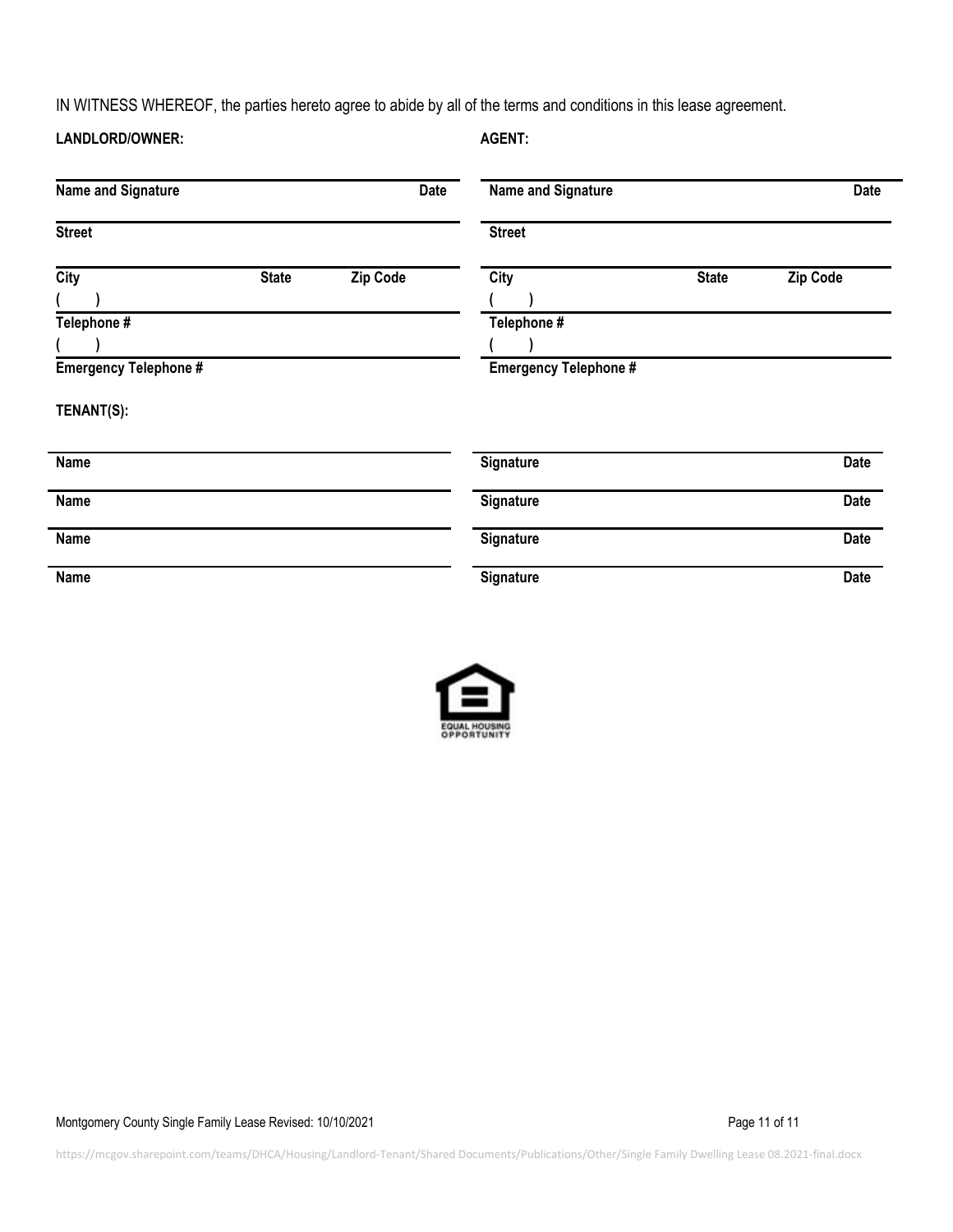IN WITNESS WHEREOF, the parties hereto agree to abide by all of the terms and conditions in this lease agreement.

| **LANDLORD/OWNER:** | | | **AGENT:** | | |
|---|---|---|---|---|---|
| **Name and Signature** | | **Date** | **Name and Signature** | | **Date** |
| **Street** | | | **Street** | | |
| **City** | **State** | **Zip Code** | **City** | **State** | **Zip Code** |
| **(      )** | | | **(      )** | | |
| **Telephone #** | | | **Telephone #** | | |
| **(      )** | | | **(      )** | | |
| **Emergency Telephone #** | | | **Emergency Telephone #** | | |

**TENANT(S):**

| **Name** | **Signature** | **Date** |
|---|---|---|
| **Name** | **Signature** | **Date** |
| **Name** | **Signature** | **Date** |
| **Name** | **Signature** | **Date** |

EQUAL HOUSING OPPORTUNITY

Montgomery County Single Family Lease Revised: 10/10/2021

https://mcgov.sharepoint.com/teams/DHCA/Housing/Landlord-Tenant/Shared Documents/Publications/Other/Single Family Dwelling Lease 08.2021-final.docx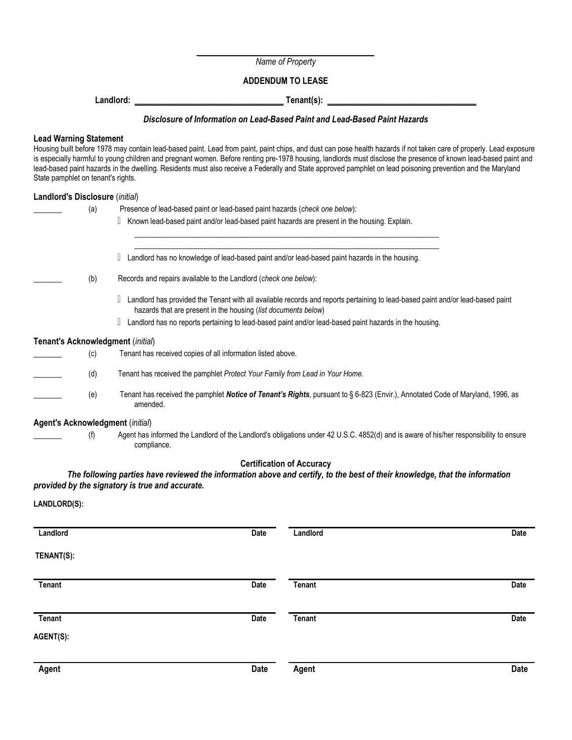\_\_\_\_\_\_\_\_\_\_\_\_\_\_\_\_\_\_\_\_\_\_\_\_\_\_\_\_\_\_\_\_\_\_\_\_\_\_\_\_

*Name of Property*

**ADDENDUM TO LEASE**

**Landlord:** \_\_\_\_\_\_\_\_\_\_\_\_\_\_\_\_\_\_\_\_\_\_\_\_\_\_\_\_\_\_\_\_\_\_ **Tenant(s):** \_\_\_\_\_\_\_\_\_\_\_\_\_\_\_\_\_\_\_\_\_\_\_\_\_\_\_\_\_\_\_\_\_\_

***Disclosure of Information on Lead-Based Paint and Lead-Based Paint Hazards***

**Lead Warning Statement**

Housing built before 1978 may contain lead-based paint. Lead from paint, paint chips, and dust can pose health hazards if not taken care of properly. Lead exposure is especially harmful to young children and pregnant women. Before renting pre-1978 housing, landlords must disclose the presence of known lead-based paint and lead-based paint hazards in the dwelling. Residents must also receive a Federally and State approved pamphlet on lead poisoning prevention and the Maryland State pamphlet on tenant's rights.

**Landlord's Disclosure** (*initial*)

\_\_\_\_\_\_\_ (a) Presence of lead-based paint or lead-based paint hazards (*check one below*):

- ☐ Known lead-based paint and/or lead-based paint hazards are present in the housing. Explain.

  \_\_\_\_\_\_\_\_\_\_\_\_\_\_\_\_\_\_\_\_\_\_\_\_\_\_\_\_\_\_\_\_\_\_\_\_\_\_\_\_\_\_\_\_\_\_\_\_\_\_\_\_\_\_\_\_\_\_\_\_\_\_\_\_\_\_\_\_\_\_\_\_\_\_\_\_\_\_

  \_\_\_\_\_\_\_\_\_\_\_\_\_\_\_\_\_\_\_\_\_\_\_\_\_\_\_\_\_\_\_\_\_\_\_\_\_\_\_\_\_\_\_\_\_\_\_\_\_\_\_\_\_\_\_\_\_\_\_\_\_\_\_\_\_\_\_\_\_\_\_\_\_\_\_\_\_\_

- ☐ Landlord has no knowledge of lead-based paint and/or lead-based paint hazards in the housing.

\_\_\_\_\_\_\_ (b) Records and repairs available to the Landlord (*check one below*):

- ☐ Landlord has provided the Tenant with all available records and reports pertaining to lead-based paint and/or lead-based paint hazards that are present in the housing (*list documents below*)
- ☐ Landlord has no reports pertaining to lead-based paint and/or lead-based paint hazards in the housing.

**Tenant's Acknowledgment** (*initial*)

\_\_\_\_\_\_\_ (c) Tenant has received copies of all information listed above.

\_\_\_\_\_\_\_ (d) Tenant has received the pamphlet *Protect Your Family from Lead in Your Home*.

\_\_\_\_\_\_\_ (e) Tenant has received the pamphlet ***Notice of Tenant's Rights***, pursuant to § 6-823 (Envir.), Annotated Code of Maryland, 1996, as amended.

**Agent's Acknowledgment** (*initial*)

\_\_\_\_\_\_\_ (f) Agent has informed the Landlord of the Landlord's obligations under 42 U.S.C. 4852(d) and is aware of his/her responsibility to ensure compliance.

**Certification of Accuracy**

***The following parties have reviewed the information above and certify, to the best of their knowledge, that the information provided by the signatory is true and accurate.***

**LANDLORD(S):**

| | | | |
|---|---|---|---|
| **Landlord** | **Date** | **Landlord** | **Date** |

**TENANT(S):**

| | | | |
|---|---|---|---|
| **Tenant** | **Date** | **Tenant** | **Date** |
| **Tenant** | **Date** | **Tenant** | **Date** |

**AGENT(S):**

| | | | |
|---|---|---|---|
| **Agent** | **Date** | **Agent** | **Date** |